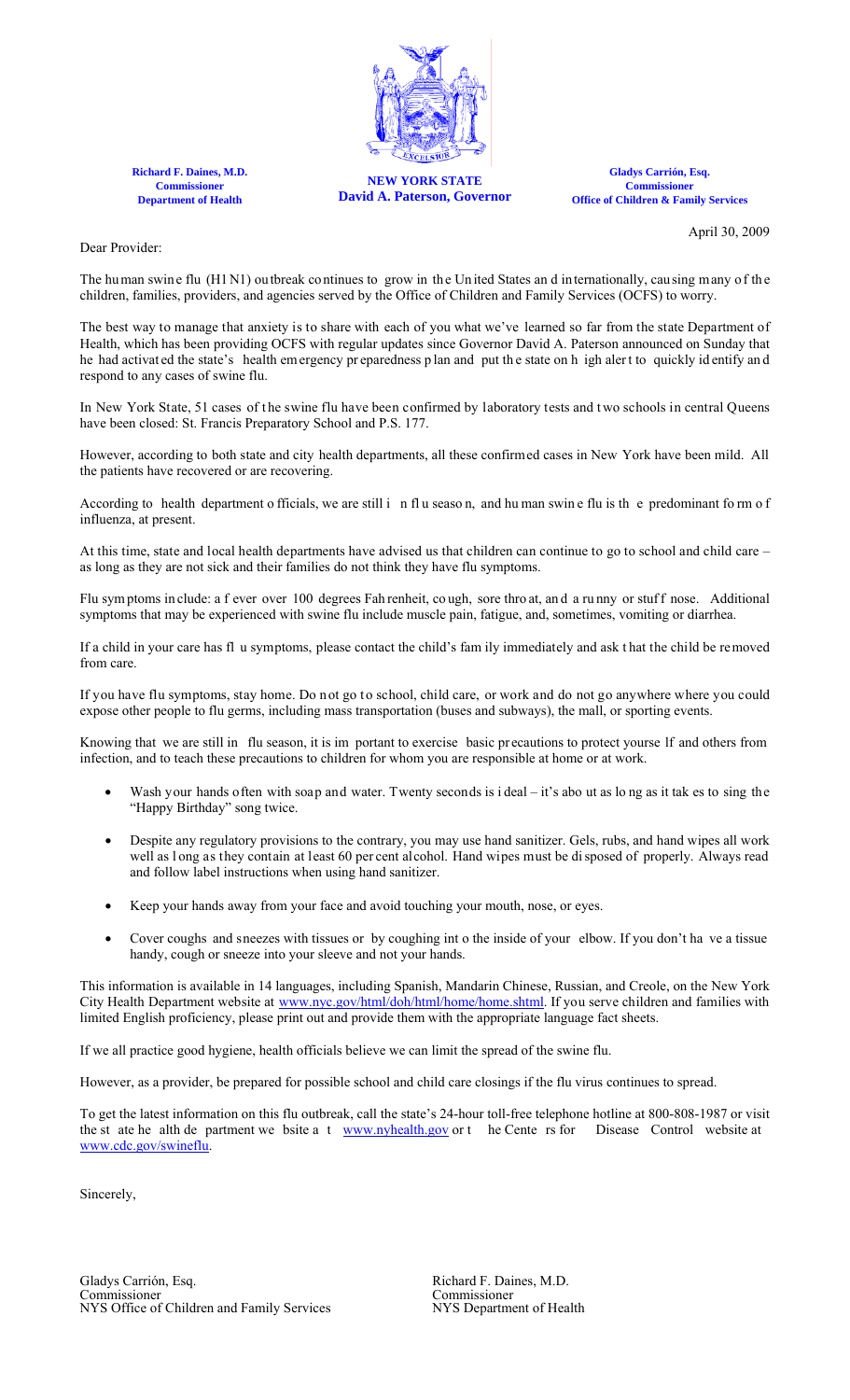**Richard F. Daines, M.D.**
**Commissioner**
**Department of Health**

**NEW YORK STATE**
**David A. Paterson, Governor**

**Gladys Carrión, Esq.**
**Commissioner**
**Office of Children & Family Services**

April 30, 2009

Dear Provider:

The human swine flu (H1N1) outbreak continues to grow in the United States and internationally, causing many of the children, families, providers, and agencies served by the Office of Children and Family Services (OCFS) to worry.

The best way to manage that anxiety is to share with each of you what we've learned so far from the state Department of Health, which has been providing OCFS with regular updates since Governor David A. Paterson announced on Sunday that he had activated the state's health emergency preparedness plan and put the state on high alert to quickly identify and respond to any cases of swine flu.

In New York State, 51 cases of the swine flu have been confirmed by laboratory tests and two schools in central Queens have been closed: St. Francis Preparatory School and P.S. 177.

However, according to both state and city health departments, all these confirmed cases in New York have been mild. All the patients have recovered or are recovering.

According to health department officials, we are still in flu season, and human swine flu is the predominant form of influenza, at present.

At this time, state and local health departments have advised us that children can continue to go to school and child care – as long as they are not sick and their families do not think they have flu symptoms.

Flu symptoms include: a fever over 100 degrees Fahrenheit, cough, sore throat, and a runny or stuff nose. Additional symptoms that may be experienced with swine flu include muscle pain, fatigue, and, sometimes, vomiting or diarrhea.

If a child in your care has flu symptoms, please contact the child's family immediately and ask that the child be removed from care.

If you have flu symptoms, stay home. Do not go to school, child care, or work and do not go anywhere where you could expose other people to flu germs, including mass transportation (buses and subways), the mall, or sporting events.

Knowing that we are still in flu season, it is important to exercise basic precautions to protect yourself and others from infection, and to teach these precautions to children for whom you are responsible at home or at work.

- Wash your hands often with soap and water. Twenty seconds is ideal – it's about as long as it takes to sing the "Happy Birthday" song twice.
- Despite any regulatory provisions to the contrary, you may use hand sanitizer. Gels, rubs, and hand wipes all work well as long as they contain at least 60 percent alcohol. Hand wipes must be disposed of properly. Always read and follow label instructions when using hand sanitizer.
- Keep your hands away from your face and avoid touching your mouth, nose, or eyes.
- Cover coughs and sneezes with tissues or by coughing into the inside of your elbow. If you don't have a tissue handy, cough or sneeze into your sleeve and not your hands.

This information is available in 14 languages, including Spanish, Mandarin Chinese, Russian, and Creole, on the New York City Health Department website at www.nyc.gov/html/doh/html/home/home.shtml. If you serve children and families with limited English proficiency, please print out and provide them with the appropriate language fact sheets.

If we all practice good hygiene, health officials believe we can limit the spread of the swine flu.

However, as a provider, be prepared for possible school and child care closings if the flu virus continues to spread.

To get the latest information on this flu outbreak, call the state's 24-hour toll-free telephone hotline at 800-808-1987 or visit the state health department website at www.nyhealth.gov or the Centers for Disease Control website at www.cdc.gov/swineflu.

Sincerely,

Gladys Carrión, Esq.
Commissioner
NYS Office of Children and Family Services

Richard F. Daines, M.D.
Commissioner
NYS Department of Health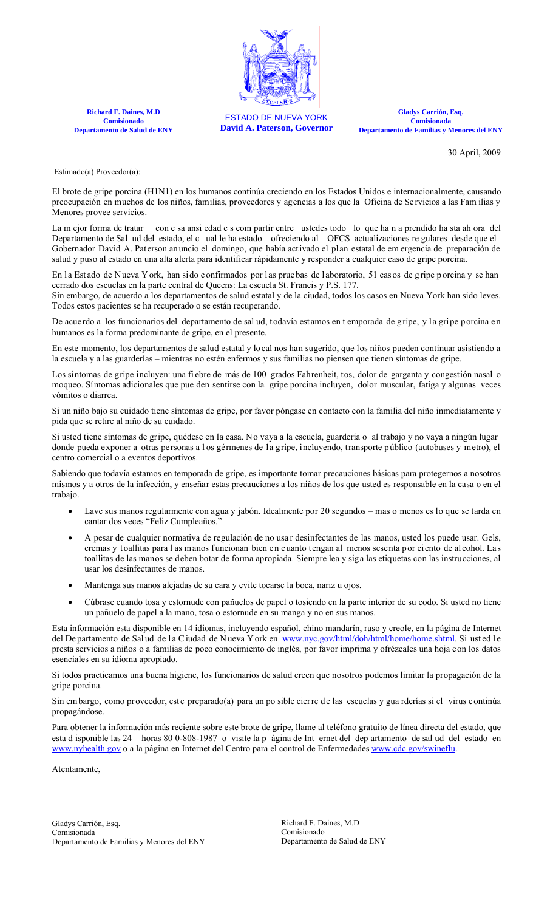**Richard F. Daines, M.D**
**Comisionado**
**Departamento de Salud de ENY**

ESTADO DE NUEVA YORK
**David A. Paterson, Governor**

**Gladys Carrión, Esq.**
**Comisionada**
**Departamento de Familias y Menores del ENY**

30 April, 2009

Estimado(a) Proveedor(a):

El brote de gripe porcina (H1N1) en los humanos continúa creciendo en los Estados Unidos e internacionalmente, causando preocupación en muchos de los niños, familias, proveedores y agencias a los que la Oficina de Servicios a las Familias y Menores provee servicios.

La mejor forma de tratar con esa ansiedad es compartir entre ustedes todo lo que han aprendido hasta ahora del Departamento de Salud del estado, el cual le ha estado ofreciendo al OFCS actualizaciones regulares desde que el Gobernador David A. Paterson anuncio el domingo, que había activado el plan estatal de emergencia de preparación de salud y puso al estado en una alta alerta para identificar rápidamente y responder a cualquier caso de gripe porcina.

En la Estado de Nueva York, han sido confirmados por las pruebas de laboratorio, 51 casos de gripe porcina y se han cerrado dos escuelas en la parte central de Queens: La escuela St. Francis y P.S. 177.
Sin embargo, de acuerdo a los departamentos de salud estatal y de la ciudad, todos los casos en Nueva York han sido leves. Todos estos pacientes se ha recuperado o se están recuperando.

De acuerdo a los funcionarios del departamento de salud, todavía estamos en temporada de gripe, y la gripe porcina en humanos es la forma predominante de gripe, en el presente.

En este momento, los departamentos de salud estatal y local nos han sugerido, que los niños pueden continuar asistiendo a la escuela y a las guarderías – mientras no estén enfermos y sus familias no piensen que tienen síntomas de gripe.

Los síntomas de gripe incluyen: una fiebre de más de 100 grados Fahrenheit, tos, dolor de garganta y congestión nasal o moqueo. Síntomas adicionales que pueden sentirse con la gripe porcina incluyen, dolor muscular, fatiga y algunas veces vómitos o diarrea.

Si un niño bajo su cuidado tiene síntomas de gripe, por favor póngase en contacto con la familia del niño inmediatamente y pida que se retire al niño de su cuidado.

Si usted tiene síntomas de gripe, quédese en la casa. No vaya a la escuela, guardería o al trabajo y no vaya a ningún lugar donde pueda exponer a otras personas a los gérmenes de la gripe, incluyendo, transporte público (autobuses y metro), el centro comercial o a eventos deportivos.

Sabiendo que todavía estamos en temporada de gripe, es importante tomar precauciones básicas para protegernos a nosotros mismos y a otros de la infección, y enseñar estas precauciones a los niños de los que usted es responsable en la casa o en el trabajo.

- Lave sus manos regularmente con agua y jabón. Idealmente por 20 segundos – mas o menos es lo que se tarda en cantar dos veces "Feliz Cumpleaños."
- A pesar de cualquier normativa de regulación de no usar desinfectantes de las manos, usted los puede usar. Gels, cremas y toallitas para las manos funcionan bien en cuanto tengan al menos sesenta por ciento de alcohol. Las toallitas de las manos se deben botar de forma apropiada. Siempre lea y siga las etiquetas con las instrucciones, al usar los desinfectantes de manos.
- Mantenga sus manos alejadas de su cara y evite tocarse la boca, nariz u ojos.
- Cúbrase cuando tosa y estornude con pañuelos de papel o tosiendo en la parte interior de su codo. Si usted no tiene un pañuelo de papel a la mano, tosa o estornude en su manga y no en sus manos.

Esta información esta disponible en 14 idiomas, incluyendo español, chino mandarín, ruso y creole, en la página de Internet del Departamento de Salud de la Ciudad de Nueva York en www.nyc.gov/html/doh/html/home/home.shtml. Si usted le presta servicios a niños o a familias de poco conocimiento de inglés, por favor imprima y ofrézcales una hoja con los datos esenciales en su idioma apropiado.

Si todos practicamos una buena higiene, los funcionarios de salud creen que nosotros podemos limitar la propagación de la gripe porcina.

Sin embargo, como proveedor, este preparado(a) para un posible cierre de las escuelas y guarderías si el virus continúa propagándose.

Para obtener la información más reciente sobre este brote de gripe, llame al teléfono gratuito de línea directa del estado, que esta disponible las 24 horas 800-808-1987 o visite la página de Internet del departamento de salud del estado en www.nyhealth.gov o a la página en Internet del Centro para el control de Enfermedades www.cdc.gov/swineflu.

Atentamente,

Gladys Carrión, Esq.
Comisionada
Departamento de Familias y Menores del ENY

Richard F. Daines, M.D
Comisionado
Departamento de Salud de ENY